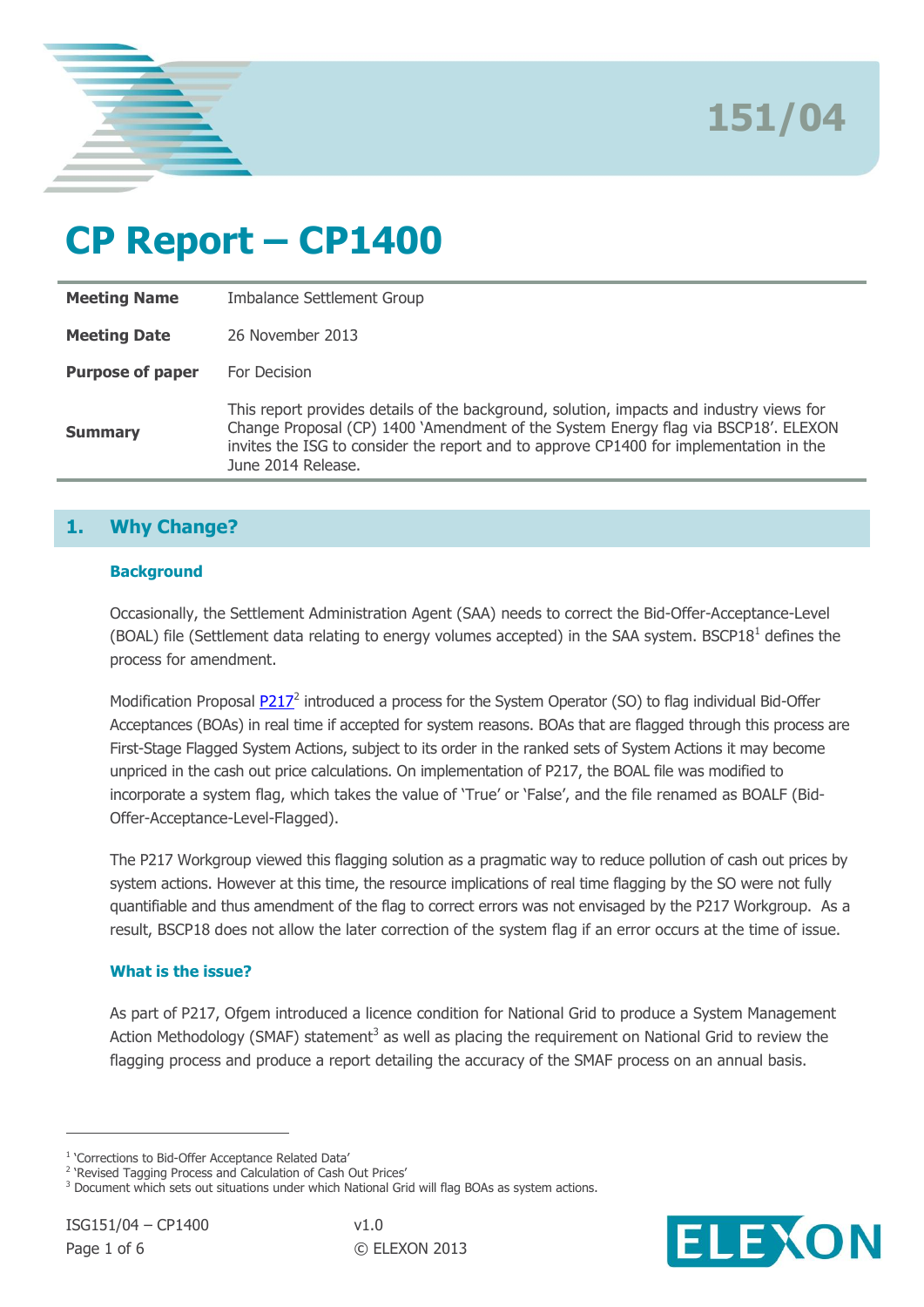151/04

# CP Report – CP1400

| | |
|---|---|
| **Meeting Name** | Imbalance Settlement Group |
| **Meeting Date** | 26 November 2013 |
| **Purpose of paper** | For Decision |
| **Summary** | This report provides details of the background, solution, impacts and industry views for Change Proposal (CP) 1400 'Amendment of the System Energy flag via BSCP18'. ELEXON invites the ISG to consider the report and to approve CP1400 for implementation in the June 2014 Release. |

## 1. Why Change?

### Background

Occasionally, the Settlement Administration Agent (SAA) needs to correct the Bid-Offer-Acceptance-Level (BOAL) file (Settlement data relating to energy volumes accepted) in the SAA system. BSCP18[1] defines the process for amendment.

Modification Proposal P217[2] introduced a process for the System Operator (SO) to flag individual Bid-Offer Acceptances (BOAs) in real time if accepted for system reasons. BOAs that are flagged through this process are First-Stage Flagged System Actions, subject to its order in the ranked sets of System Actions it may become unpriced in the cash out price calculations. On implementation of P217, the BOAL file was modified to incorporate a system flag, which takes the value of 'True' or 'False', and the file renamed as BOALF (Bid-Offer-Acceptance-Level-Flagged).

The P217 Workgroup viewed this flagging solution as a pragmatic way to reduce pollution of cash out prices by system actions. However at this time, the resource implications of real time flagging by the SO were not fully quantifiable and thus amendment of the flag to correct errors was not envisaged by the P217 Workgroup. As a result, BSCP18 does not allow the later correction of the system flag if an error occurs at the time of issue.

### What is the issue?

As part of P217, Ofgem introduced a licence condition for National Grid to produce a System Management Action Methodology (SMAF) statement[3] as well as placing the requirement on National Grid to review the flagging process and produce a report detailing the accuracy of the SMAF process on an annual basis.

---

[1] 'Corrections to Bid-Offer Acceptance Related Data'

[2] 'Revised Tagging Process and Calculation of Cash Out Prices'

[3] Document which sets out situations under which National Grid will flag BOAs as system actions.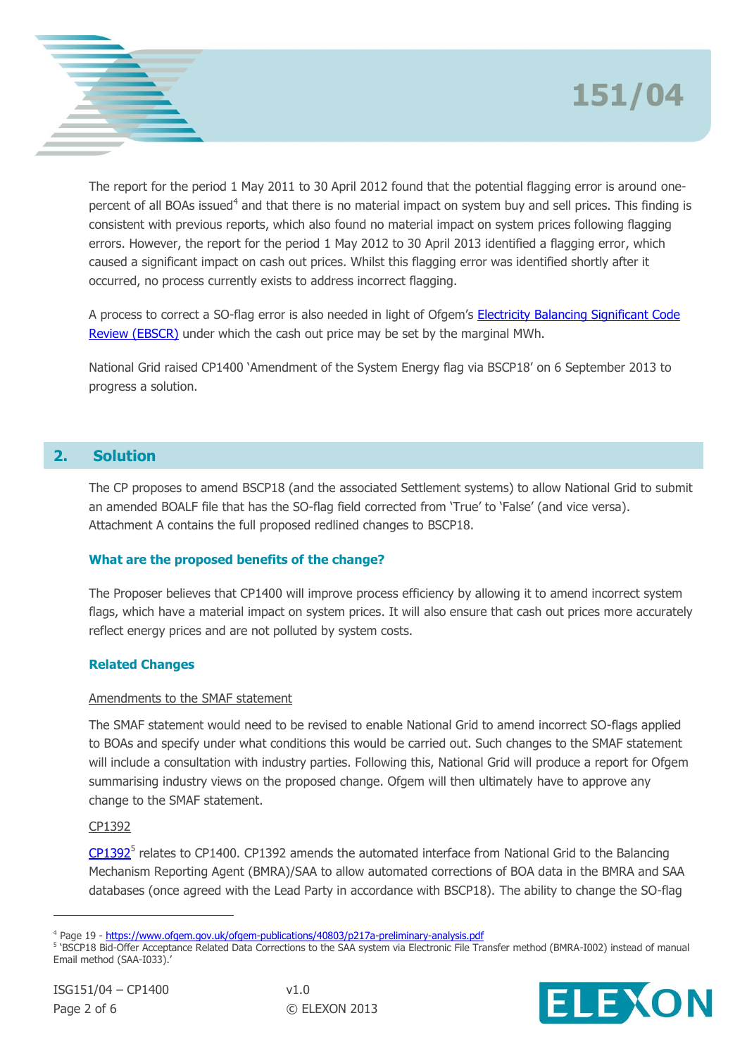The report for the period 1 May 2011 to 30 April 2012 found that the potential flagging error is around one-percent of all BOAs issued[4] and that there is no material impact on system buy and sell prices. This finding is consistent with previous reports, which also found no material impact on system prices following flagging errors. However, the report for the period 1 May 2012 to 30 April 2013 identified a flagging error, which caused a significant impact on cash out prices. Whilst this flagging error was identified shortly after it occurred, no process currently exists to address incorrect flagging.

A process to correct a SO-flag error is also needed in light of Ofgem's Electricity Balancing Significant Code Review (EBSCR) under which the cash out price may be set by the marginal MWh.

National Grid raised CP1400 'Amendment of the System Energy flag via BSCP18' on 6 September 2013 to progress a solution.

## 2. Solution

The CP proposes to amend BSCP18 (and the associated Settlement systems) to allow National Grid to submit an amended BOALF file that has the SO-flag field corrected from 'True' to 'False' (and vice versa). Attachment A contains the full proposed redlined changes to BSCP18.

### What are the proposed benefits of the change?

The Proposer believes that CP1400 will improve process efficiency by allowing it to amend incorrect system flags, which have a material impact on system prices. It will also ensure that cash out prices more accurately reflect energy prices and are not polluted by system costs.

### Related Changes

Amendments to the SMAF statement

The SMAF statement would need to be revised to enable National Grid to amend incorrect SO-flags applied to BOAs and specify under what conditions this would be carried out. Such changes to the SMAF statement will include a consultation with industry parties. Following this, National Grid will produce a report for Ofgem summarising industry views on the proposed change. Ofgem will then ultimately have to approve any change to the SMAF statement.

CP1392

CP1392[5] relates to CP1400. CP1392 amends the automated interface from National Grid to the Balancing Mechanism Reporting Agent (BMRA)/SAA to allow automated corrections of BOA data in the BMRA and SAA databases (once agreed with the Lead Party in accordance with BSCP18). The ability to change the SO-flag

---

[4] Page 19 - https://www.ofgem.gov.uk/ofgem-publications/40803/p217a-preliminary-analysis.pdf

[5] 'BSCP18 Bid-Offer Acceptance Related Data Corrections to the SAA system via Electronic File Transfer method (BMRA-I002) instead of manual Email method (SAA-I033).'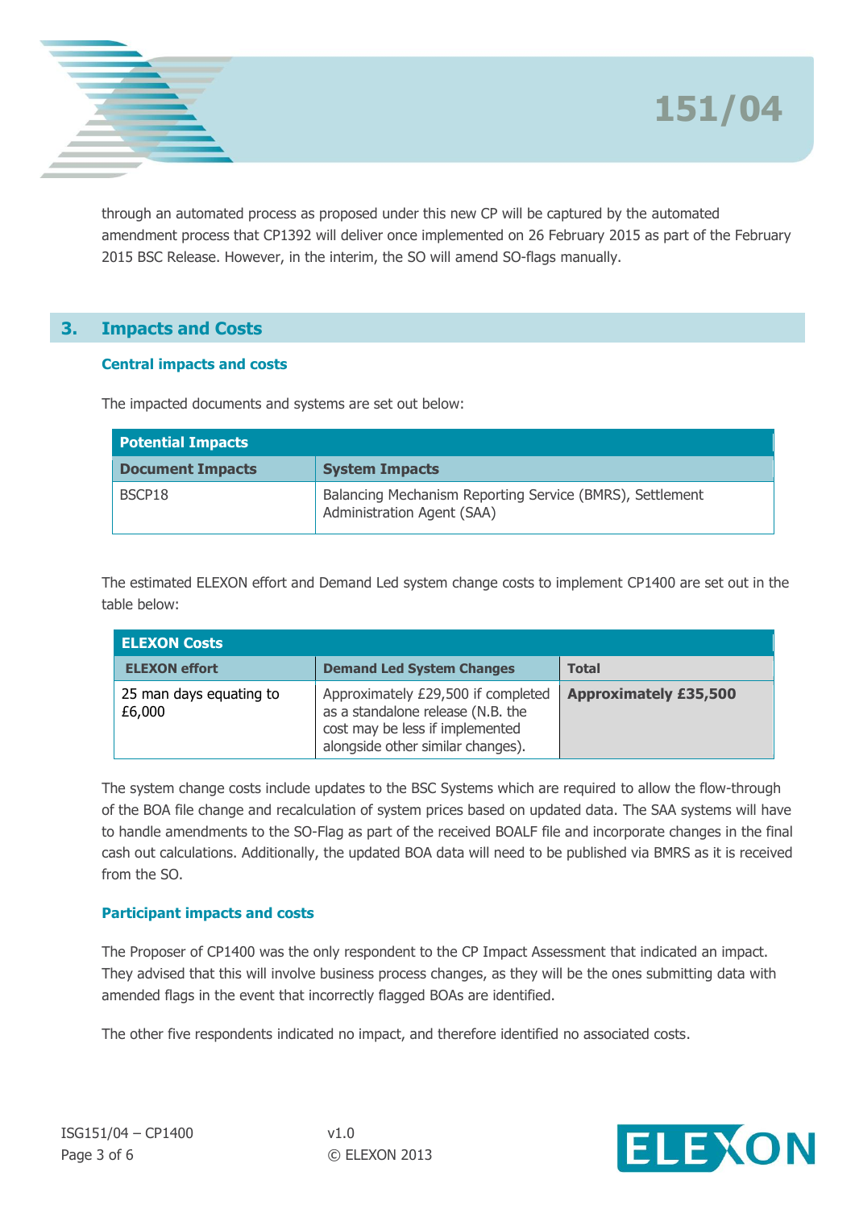through an automated process as proposed under this new CP will be captured by the automated amendment process that CP1392 will deliver once implemented on 26 February 2015 as part of the February 2015 BSC Release. However, in the interim, the SO will amend SO-flags manually.

## 3. Impacts and Costs

### Central impacts and costs

The impacted documents and systems are set out below:

| Potential Impacts | |
|---|---|
| **Document Impacts** | **System Impacts** |
| BSCP18 | Balancing Mechanism Reporting Service (BMRS), Settlement Administration Agent (SAA) |

The estimated ELEXON effort and Demand Led system change costs to implement CP1400 are set out in the table below:

| ELEXON Costs | | |
|---|---|---|
| **ELEXON effort** | **Demand Led System Changes** | **Total** |
| 25 man days equating to £6,000 | Approximately £29,500 if completed as a standalone release (N.B. the cost may be less if implemented alongside other similar changes). | **Approximately £35,500** |

The system change costs include updates to the BSC Systems which are required to allow the flow-through of the BOA file change and recalculation of system prices based on updated data. The SAA systems will have to handle amendments to the SO-Flag as part of the received BOALF file and incorporate changes in the final cash out calculations. Additionally, the updated BOA data will need to be published via BMRS as it is received from the SO.

### Participant impacts and costs

The Proposer of CP1400 was the only respondent to the CP Impact Assessment that indicated an impact. They advised that this will involve business process changes, as they will be the ones submitting data with amended flags in the event that incorrectly flagged BOAs are identified.

The other five respondents indicated no impact, and therefore identified no associated costs.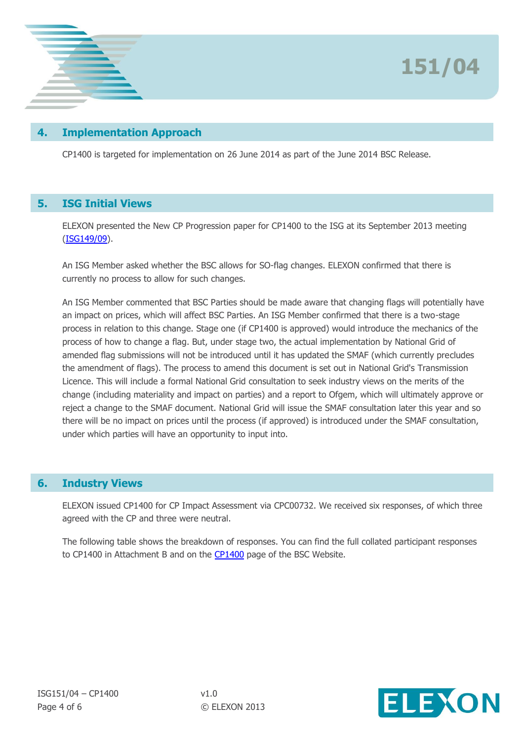## 4. Implementation Approach

CP1400 is targeted for implementation on 26 June 2014 as part of the June 2014 BSC Release.

## 5. ISG Initial Views

ELEXON presented the New CP Progression paper for CP1400 to the ISG at its September 2013 meeting (ISG149/09).

An ISG Member asked whether the BSC allows for SO-flag changes. ELEXON confirmed that there is currently no process to allow for such changes.

An ISG Member commented that BSC Parties should be made aware that changing flags will potentially have an impact on prices, which will affect BSC Parties. An ISG Member confirmed that there is a two-stage process in relation to this change. Stage one (if CP1400 is approved) would introduce the mechanics of the process of how to change a flag. But, under stage two, the actual implementation by National Grid of amended flag submissions will not be introduced until it has updated the SMAF (which currently precludes the amendment of flags). The process to amend this document is set out in National Grid's Transmission Licence. This will include a formal National Grid consultation to seek industry views on the merits of the change (including materiality and impact on parties) and a report to Ofgem, which will ultimately approve or reject a change to the SMAF document. National Grid will issue the SMAF consultation later this year and so there will be no impact on prices until the process (if approved) is introduced under the SMAF consultation, under which parties will have an opportunity to input into.

## 6. Industry Views

ELEXON issued CP1400 for CP Impact Assessment via CPC00732. We received six responses, of which three agreed with the CP and three were neutral.

The following table shows the breakdown of responses. You can find the full collated participant responses to CP1400 in Attachment B and on the CP1400 page of the BSC Website.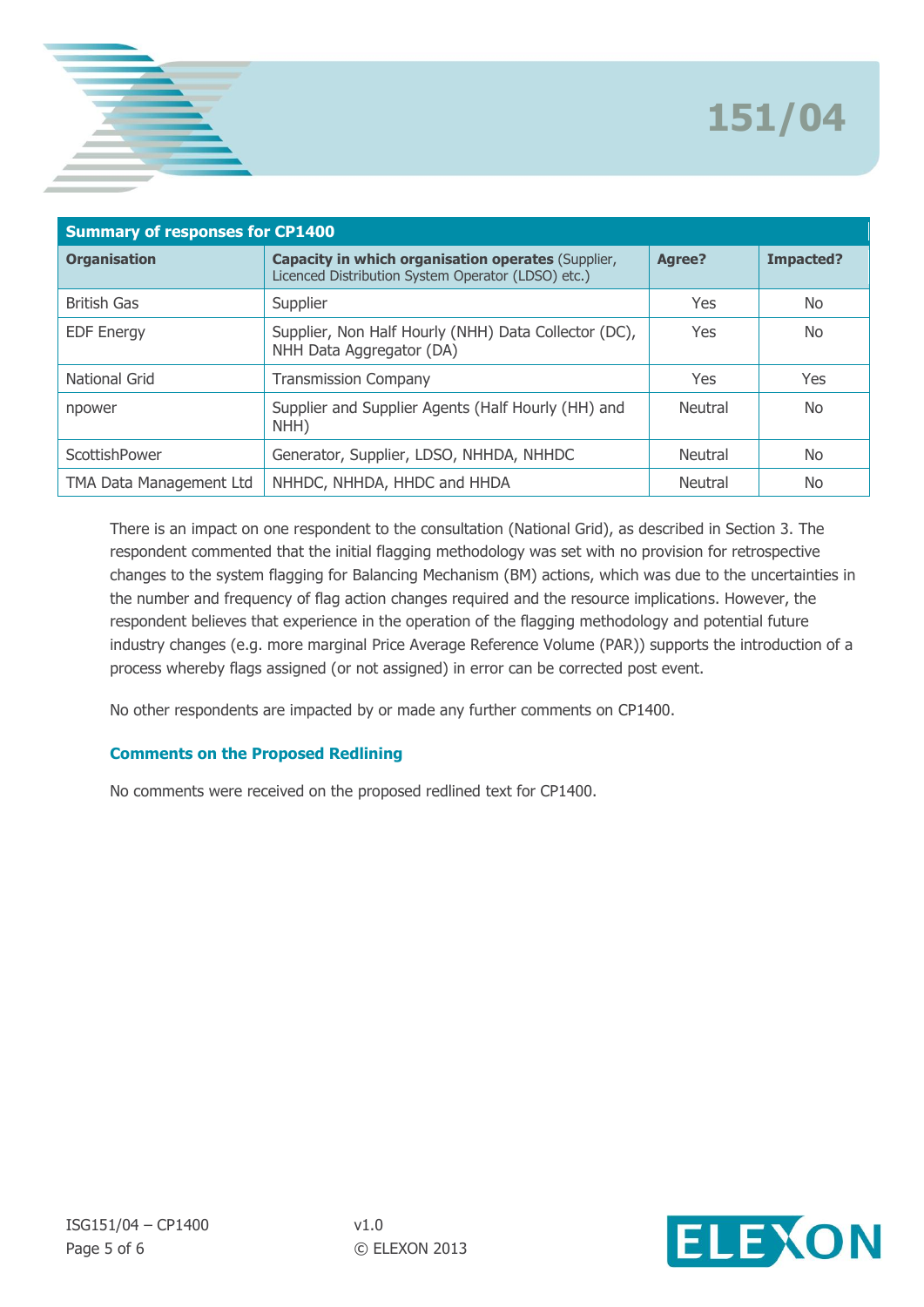| Summary of responses for CP1400 | | | |
|---|---|---|---|
| **Organisation** | **Capacity in which organisation operates** (Supplier, Licenced Distribution System Operator (LDSO) etc.) | **Agree?** | **Impacted?** |
| British Gas | Supplier | Yes | No |
| EDF Energy | Supplier, Non Half Hourly (NHH) Data Collector (DC), NHH Data Aggregator (DA) | Yes | No |
| National Grid | Transmission Company | Yes | Yes |
| npower | Supplier and Supplier Agents (Half Hourly (HH) and NHH) | Neutral | No |
| ScottishPower | Generator, Supplier, LDSO, NHHDA, NHHDC | Neutral | No |
| TMA Data Management Ltd | NHHDC, NHHDA, HHDC and HHDA | Neutral | No |

There is an impact on one respondent to the consultation (National Grid), as described in Section 3. The respondent commented that the initial flagging methodology was set with no provision for retrospective changes to the system flagging for Balancing Mechanism (BM) actions, which was due to the uncertainties in the number and frequency of flag action changes required and the resource implications. However, the respondent believes that experience in the operation of the flagging methodology and potential future industry changes (e.g. more marginal Price Average Reference Volume (PAR)) supports the introduction of a process whereby flags assigned (or not assigned) in error can be corrected post event.

No other respondents are impacted by or made any further comments on CP1400.

### Comments on the Proposed Redlining

No comments were received on the proposed redlined text for CP1400.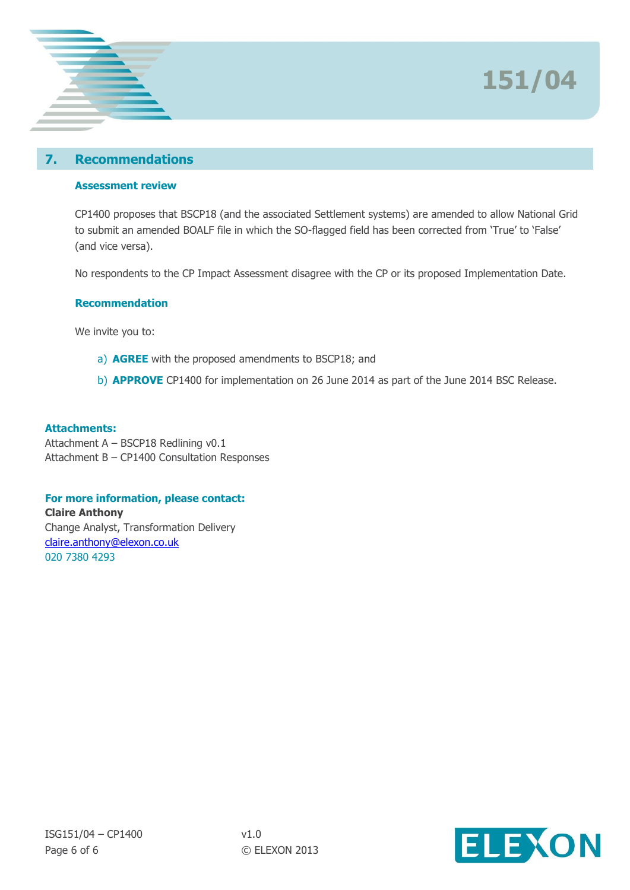## 7. Recommendations

### Assessment review

CP1400 proposes that BSCP18 (and the associated Settlement systems) are amended to allow National Grid to submit an amended BOALF file in which the SO-flagged field has been corrected from 'True' to 'False' (and vice versa).

No respondents to the CP Impact Assessment disagree with the CP or its proposed Implementation Date.

### Recommendation

We invite you to:

a) **AGREE** with the proposed amendments to BSCP18; and

b) **APPROVE** CP1400 for implementation on 26 June 2014 as part of the June 2014 BSC Release.

**Attachments:**
Attachment A – BSCP18 Redlining v0.1
Attachment B – CP1400 Consultation Responses

**For more information, please contact:**
**Claire Anthony**
Change Analyst, Transformation Delivery
claire.anthony@elexon.co.uk
020 7380 4293